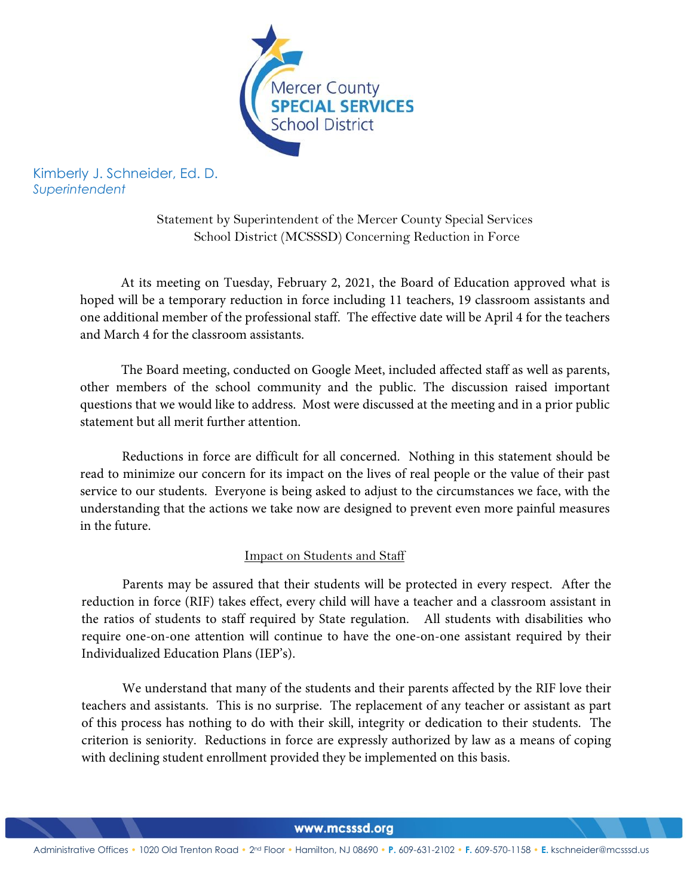Mercer County
**SPECIAL SERVICES**
School District

Kimberly J. Schneider, Ed. D.
*Superintendent*

Statement by Superintendent of the Mercer County Special Services School District (MCSSSD) Concerning Reduction in Force

At its meeting on Tuesday, February 2, 2021, the Board of Education approved what is hoped will be a temporary reduction in force including 11 teachers, 19 classroom assistants and one additional member of the professional staff. The effective date will be April 4 for the teachers and March 4 for the classroom assistants.

The Board meeting, conducted on Google Meet, included affected staff as well as parents, other members of the school community and the public. The discussion raised important questions that we would like to address. Most were discussed at the meeting and in a prior public statement but all merit further attention.

Reductions in force are difficult for all concerned. Nothing in this statement should be read to minimize our concern for its impact on the lives of real people or the value of their past service to our students. Everyone is being asked to adjust to the circumstances we face, with the understanding that the actions we take now are designed to prevent even more painful measures in the future.

## Impact on Students and Staff

Parents may be assured that their students will be protected in every respect. After the reduction in force (RIF) takes effect, every child will have a teacher and a classroom assistant in the ratios of students to staff required by State regulation. All students with disabilities who require one-on-one attention will continue to have the one-on-one assistant required by their Individualized Education Plans (IEP's).

We understand that many of the students and their parents affected by the RIF love their teachers and assistants. This is no surprise. The replacement of any teacher or assistant as part of this process has nothing to do with their skill, integrity or dedication to their students. The criterion is seniority. Reductions in force are expressly authorized by law as a means of coping with declining student enrollment provided they be implemented on this basis.

www.mcsssd.org

Administrative Offices • 1020 Old Trenton Road • 2nd Floor • Hamilton, NJ 08690 • P. 609-631-2102 • F. 609-570-1158 • E. kschneider@mcsssd.us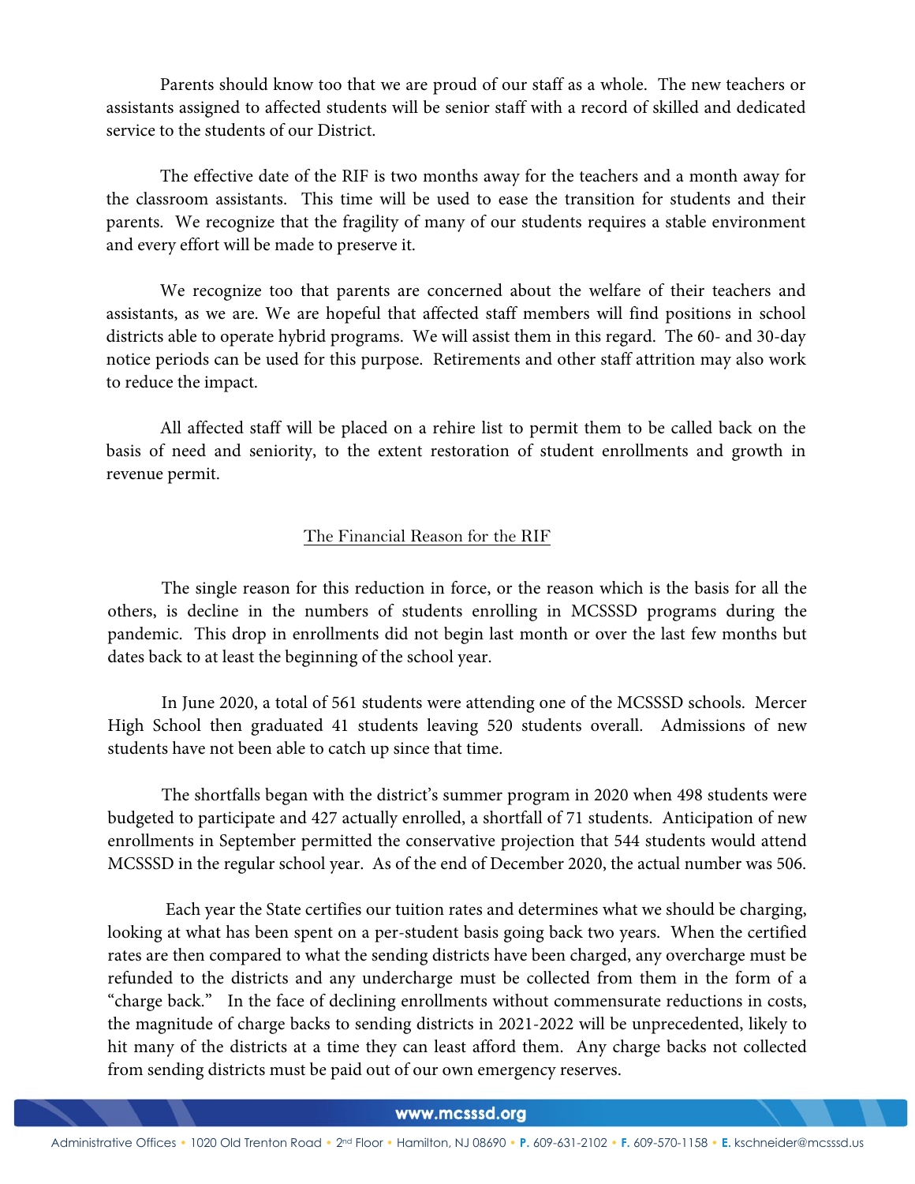Parents should know too that we are proud of our staff as a whole. The new teachers or assistants assigned to affected students will be senior staff with a record of skilled and dedicated service to the students of our District.

The effective date of the RIF is two months away for the teachers and a month away for the classroom assistants. This time will be used to ease the transition for students and their parents. We recognize that the fragility of many of our students requires a stable environment and every effort will be made to preserve it.

We recognize too that parents are concerned about the welfare of their teachers and assistants, as we are. We are hopeful that affected staff members will find positions in school districts able to operate hybrid programs. We will assist them in this regard. The 60- and 30-day notice periods can be used for this purpose. Retirements and other staff attrition may also work to reduce the impact.

All affected staff will be placed on a rehire list to permit them to be called back on the basis of need and seniority, to the extent restoration of student enrollments and growth in revenue permit.

## The Financial Reason for the RIF

The single reason for this reduction in force, or the reason which is the basis for all the others, is decline in the numbers of students enrolling in MCSSSD programs during the pandemic. This drop in enrollments did not begin last month or over the last few months but dates back to at least the beginning of the school year.

In June 2020, a total of 561 students were attending one of the MCSSSD schools. Mercer High School then graduated 41 students leaving 520 students overall. Admissions of new students have not been able to catch up since that time.

The shortfalls began with the district's summer program in 2020 when 498 students were budgeted to participate and 427 actually enrolled, a shortfall of 71 students. Anticipation of new enrollments in September permitted the conservative projection that 544 students would attend MCSSSD in the regular school year. As of the end of December 2020, the actual number was 506.

Each year the State certifies our tuition rates and determines what we should be charging, looking at what has been spent on a per-student basis going back two years. When the certified rates are then compared to what the sending districts have been charged, any overcharge must be refunded to the districts and any undercharge must be collected from them in the form of a "charge back." In the face of declining enrollments without commensurate reductions in costs, the magnitude of charge backs to sending districts in 2021-2022 will be unprecedented, likely to hit many of the districts at a time they can least afford them. Any charge backs not collected from sending districts must be paid out of our own emergency reserves.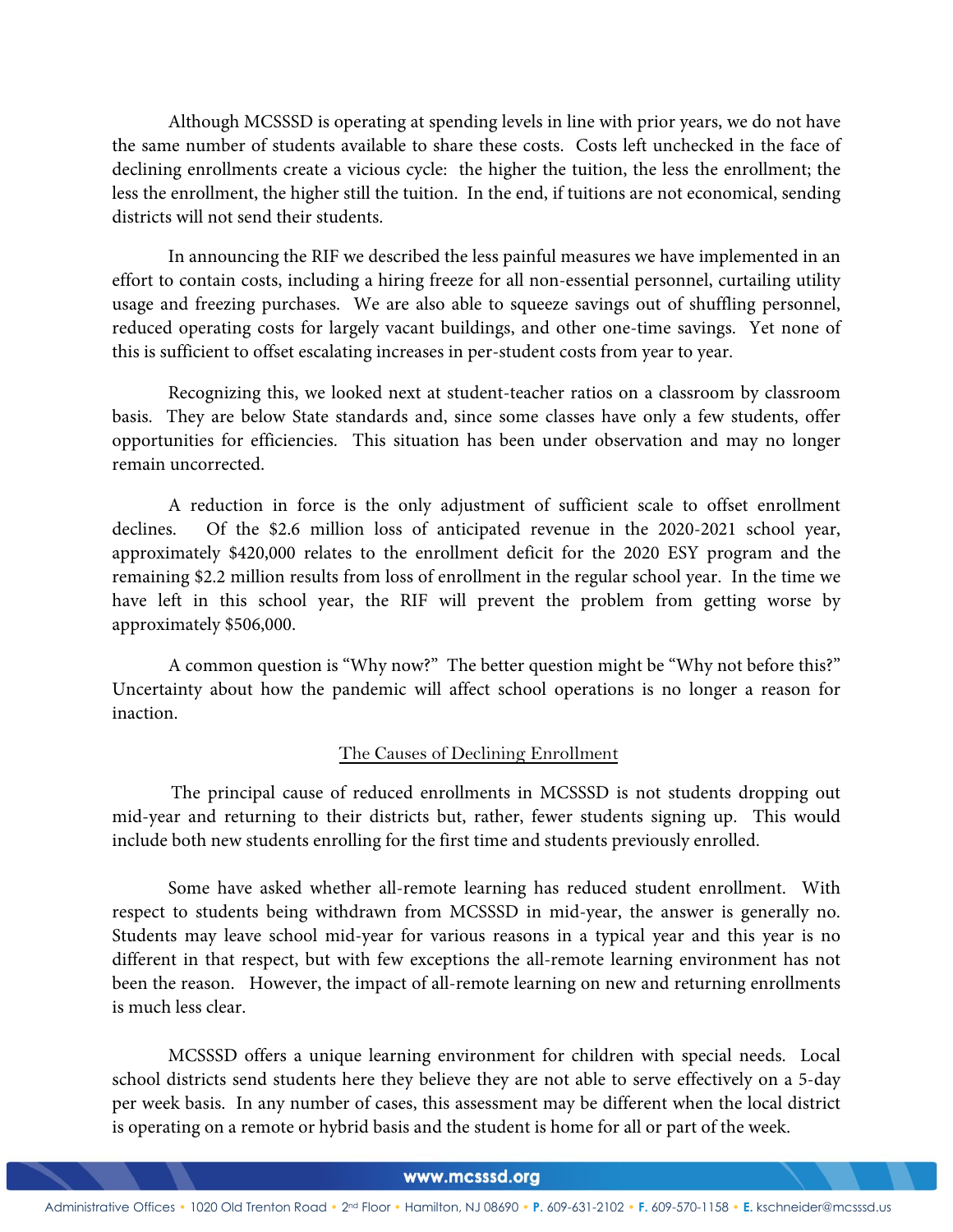Although MCSSSD is operating at spending levels in line with prior years, we do not have the same number of students available to share these costs. Costs left unchecked in the face of declining enrollments create a vicious cycle: the higher the tuition, the less the enrollment; the less the enrollment, the higher still the tuition. In the end, if tuitions are not economical, sending districts will not send their students.

In announcing the RIF we described the less painful measures we have implemented in an effort to contain costs, including a hiring freeze for all non-essential personnel, curtailing utility usage and freezing purchases. We are also able to squeeze savings out of shuffling personnel, reduced operating costs for largely vacant buildings, and other one-time savings. Yet none of this is sufficient to offset escalating increases in per-student costs from year to year.

Recognizing this, we looked next at student-teacher ratios on a classroom by classroom basis. They are below State standards and, since some classes have only a few students, offer opportunities for efficiencies. This situation has been under observation and may no longer remain uncorrected.

A reduction in force is the only adjustment of sufficient scale to offset enrollment declines. Of the $2.6 million loss of anticipated revenue in the 2020-2021 school year, approximately $420,000 relates to the enrollment deficit for the 2020 ESY program and the remaining $2.2 million results from loss of enrollment in the regular school year. In the time we have left in this school year, the RIF will prevent the problem from getting worse by approximately $506,000.

A common question is "Why now?" The better question might be "Why not before this?" Uncertainty about how the pandemic will affect school operations is no longer a reason for inaction.

## The Causes of Declining Enrollment

The principal cause of reduced enrollments in MCSSSD is not students dropping out mid-year and returning to their districts but, rather, fewer students signing up. This would include both new students enrolling for the first time and students previously enrolled.

Some have asked whether all-remote learning has reduced student enrollment. With respect to students being withdrawn from MCSSSD in mid-year, the answer is generally no. Students may leave school mid-year for various reasons in a typical year and this year is no different in that respect, but with few exceptions the all-remote learning environment has not been the reason. However, the impact of all-remote learning on new and returning enrollments is much less clear.

MCSSSD offers a unique learning environment for children with special needs. Local school districts send students here they believe they are not able to serve effectively on a 5-day per week basis. In any number of cases, this assessment may be different when the local district is operating on a remote or hybrid basis and the student is home for all or part of the week.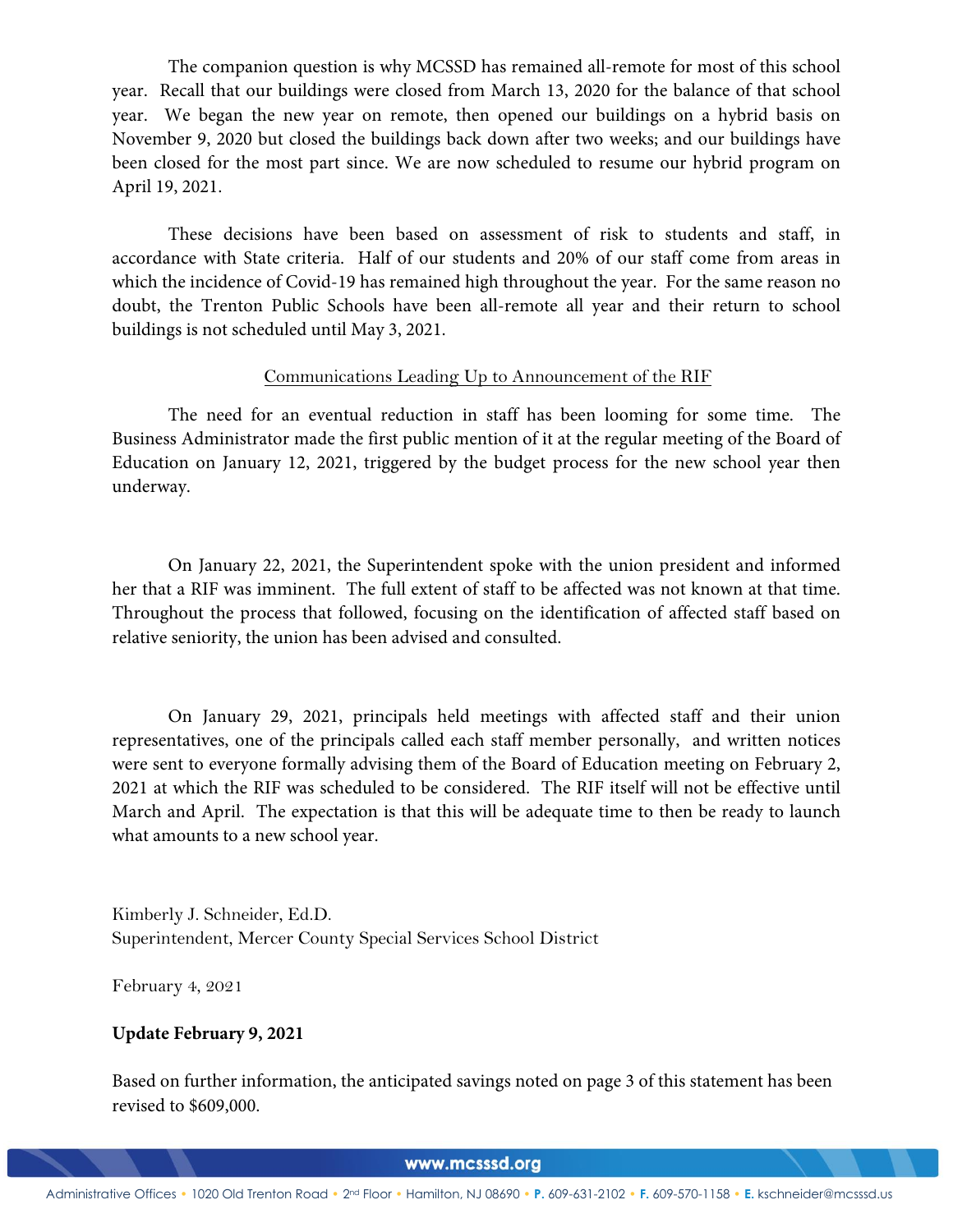The companion question is why MCSSD has remained all-remote for most of this school year. Recall that our buildings were closed from March 13, 2020 for the balance of that school year. We began the new year on remote, then opened our buildings on a hybrid basis on November 9, 2020 but closed the buildings back down after two weeks; and our buildings have been closed for the most part since. We are now scheduled to resume our hybrid program on April 19, 2021.

These decisions have been based on assessment of risk to students and staff, in accordance with State criteria. Half of our students and 20% of our staff come from areas in which the incidence of Covid-19 has remained high throughout the year. For the same reason no doubt, the Trenton Public Schools have been all-remote all year and their return to school buildings is not scheduled until May 3, 2021.

## Communications Leading Up to Announcement of the RIF

The need for an eventual reduction in staff has been looming for some time. The Business Administrator made the first public mention of it at the regular meeting of the Board of Education on January 12, 2021, triggered by the budget process for the new school year then underway.

On January 22, 2021, the Superintendent spoke with the union president and informed her that a RIF was imminent. The full extent of staff to be affected was not known at that time. Throughout the process that followed, focusing on the identification of affected staff based on relative seniority, the union has been advised and consulted.

On January 29, 2021, principals held meetings with affected staff and their union representatives, one of the principals called each staff member personally, and written notices were sent to everyone formally advising them of the Board of Education meeting on February 2, 2021 at which the RIF was scheduled to be considered. The RIF itself will not be effective until March and April. The expectation is that this will be adequate time to then be ready to launch what amounts to a new school year.

Kimberly J. Schneider, Ed.D.
Superintendent, Mercer County Special Services School District

February 4, 2021

**Update February 9, 2021**

Based on further information, the anticipated savings noted on page 3 of this statement has been revised to $609,000.

www.mcsssd.org

Administrative Offices • 1020 Old Trenton Road • 2nd Floor • Hamilton, NJ 08690 • **P.** 609-631-2102 • **F.** 609-570-1158 • **E.** kschneider@mcsssd.us